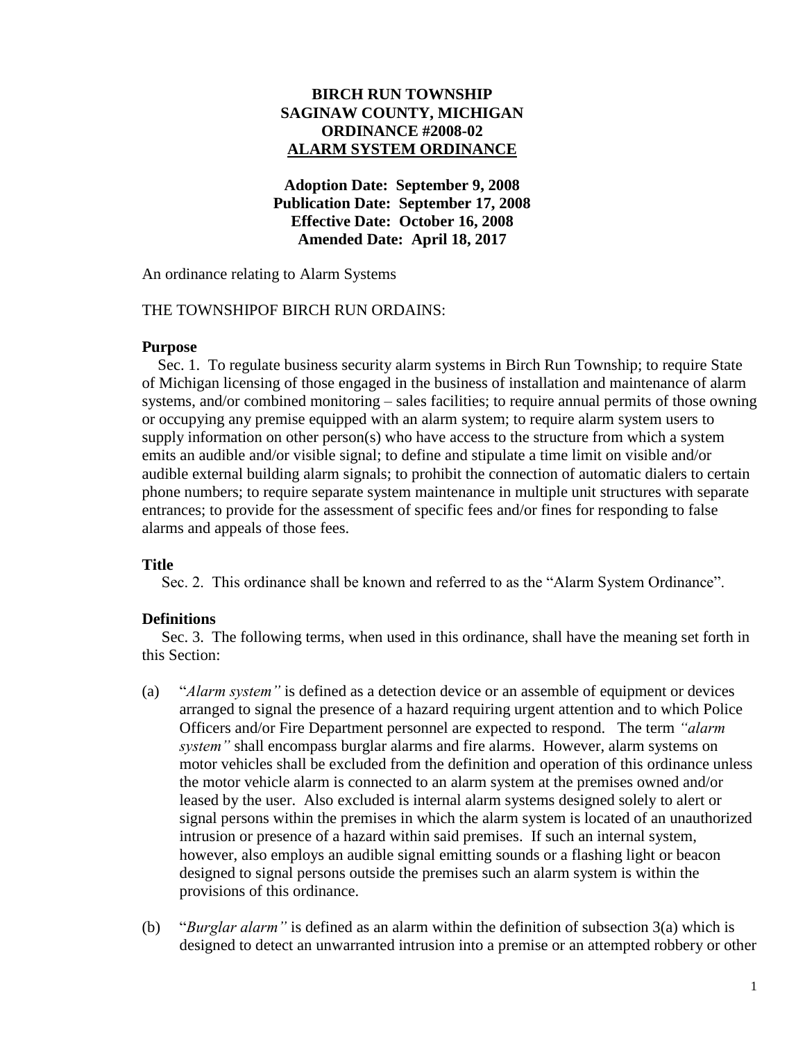**BIRCH RUN TOWNSHIP**
**SAGINAW COUNTY, MICHIGAN**
**ORDINANCE #2008-02**
**ALARM SYSTEM ORDINANCE**

**Adoption Date: September 9, 2008**
**Publication Date: September 17, 2008**
**Effective Date: October 16, 2008**
**Amended Date: April 18, 2017**

An ordinance relating to Alarm Systems

THE TOWNSHIPOF BIRCH RUN ORDAINS:

**Purpose**

Sec. 1. To regulate business security alarm systems in Birch Run Township; to require State of Michigan licensing of those engaged in the business of installation and maintenance of alarm systems, and/or combined monitoring – sales facilities; to require annual permits of those owning or occupying any premise equipped with an alarm system; to require alarm system users to supply information on other person(s) who have access to the structure from which a system emits an audible and/or visible signal; to define and stipulate a time limit on visible and/or audible external building alarm signals; to prohibit the connection of automatic dialers to certain phone numbers; to require separate system maintenance in multiple unit structures with separate entrances; to provide for the assessment of specific fees and/or fines for responding to false alarms and appeals of those fees.

**Title**

Sec. 2. This ordinance shall be known and referred to as the "Alarm System Ordinance".

**Definitions**

Sec. 3. The following terms, when used in this ordinance, shall have the meaning set forth in this Section:

(a) "*Alarm system"* is defined as a detection device or an assemble of equipment or devices arranged to signal the presence of a hazard requiring urgent attention and to which Police Officers and/or Fire Department personnel are expected to respond. The term *"alarm system"* shall encompass burglar alarms and fire alarms. However, alarm systems on motor vehicles shall be excluded from the definition and operation of this ordinance unless the motor vehicle alarm is connected to an alarm system at the premises owned and/or leased by the user. Also excluded is internal alarm systems designed solely to alert or signal persons within the premises in which the alarm system is located of an unauthorized intrusion or presence of a hazard within said premises. If such an internal system, however, also employs an audible signal emitting sounds or a flashing light or beacon designed to signal persons outside the premises such an alarm system is within the provisions of this ordinance.

(b) "*Burglar alarm"* is defined as an alarm within the definition of subsection 3(a) which is designed to detect an unwarranted intrusion into a premise or an attempted robbery or other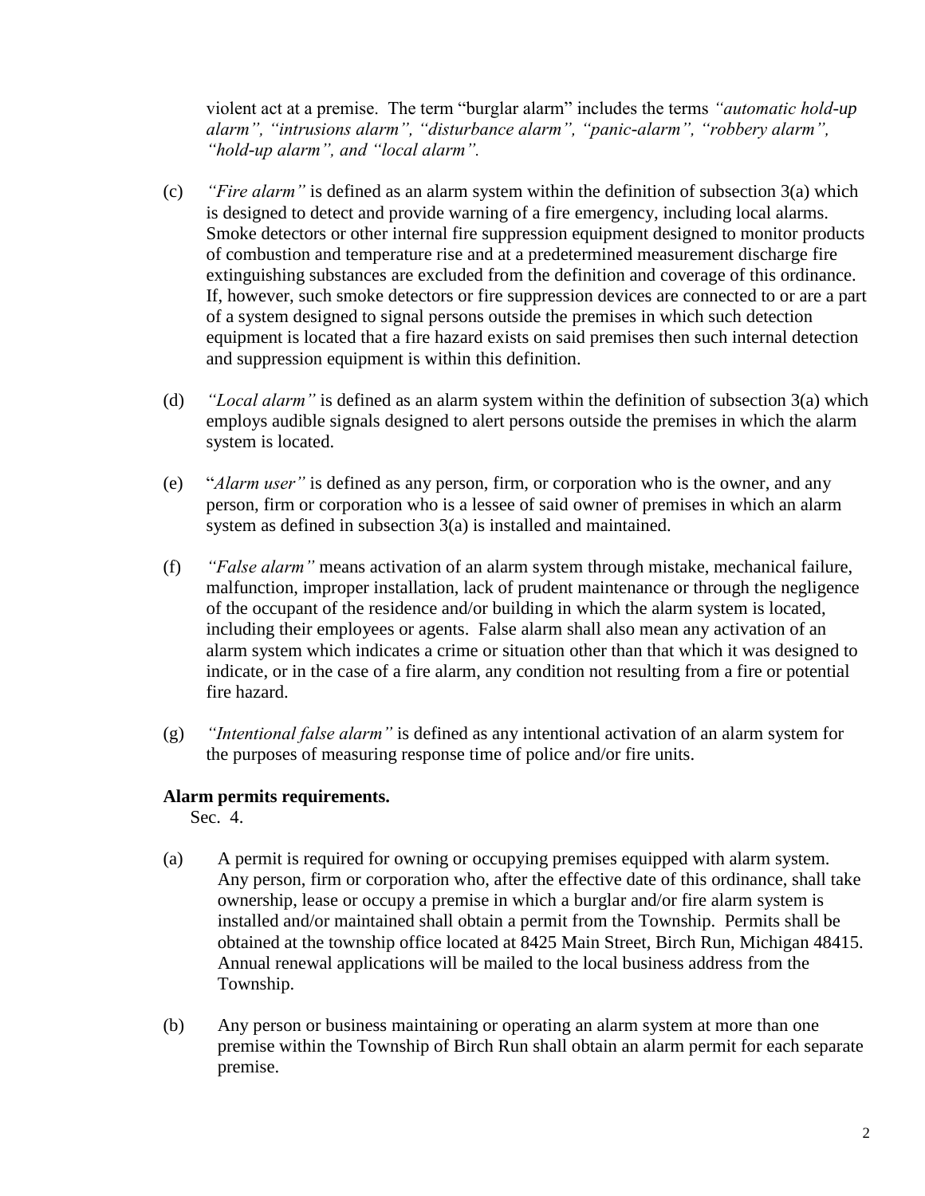violent act at a premise. The term "burglar alarm" includes the terms *"automatic hold-up alarm", "intrusions alarm", "disturbance alarm", "panic-alarm", "robbery alarm", "hold-up alarm", and "local alarm".*

(c) *"Fire alarm"* is defined as an alarm system within the definition of subsection 3(a) which is designed to detect and provide warning of a fire emergency, including local alarms. Smoke detectors or other internal fire suppression equipment designed to monitor products of combustion and temperature rise and at a predetermined measurement discharge fire extinguishing substances are excluded from the definition and coverage of this ordinance. If, however, such smoke detectors or fire suppression devices are connected to or are a part of a system designed to signal persons outside the premises in which such detection equipment is located that a fire hazard exists on said premises then such internal detection and suppression equipment is within this definition.

(d) *"Local alarm"* is defined as an alarm system within the definition of subsection 3(a) which employs audible signals designed to alert persons outside the premises in which the alarm system is located.

(e) "*Alarm user"* is defined as any person, firm, or corporation who is the owner, and any person, firm or corporation who is a lessee of said owner of premises in which an alarm system as defined in subsection 3(a) is installed and maintained.

(f) *"False alarm"* means activation of an alarm system through mistake, mechanical failure, malfunction, improper installation, lack of prudent maintenance or through the negligence of the occupant of the residence and/or building in which the alarm system is located, including their employees or agents. False alarm shall also mean any activation of an alarm system which indicates a crime or situation other than that which it was designed to indicate, or in the case of a fire alarm, any condition not resulting from a fire or potential fire hazard.

(g) *"Intentional false alarm"* is defined as any intentional activation of an alarm system for the purposes of measuring response time of police and/or fire units.

**Alarm permits requirements.**

Sec. 4.

(a) A permit is required for owning or occupying premises equipped with alarm system. Any person, firm or corporation who, after the effective date of this ordinance, shall take ownership, lease or occupy a premise in which a burglar and/or fire alarm system is installed and/or maintained shall obtain a permit from the Township. Permits shall be obtained at the township office located at 8425 Main Street, Birch Run, Michigan 48415. Annual renewal applications will be mailed to the local business address from the Township.

(b) Any person or business maintaining or operating an alarm system at more than one premise within the Township of Birch Run shall obtain an alarm permit for each separate premise.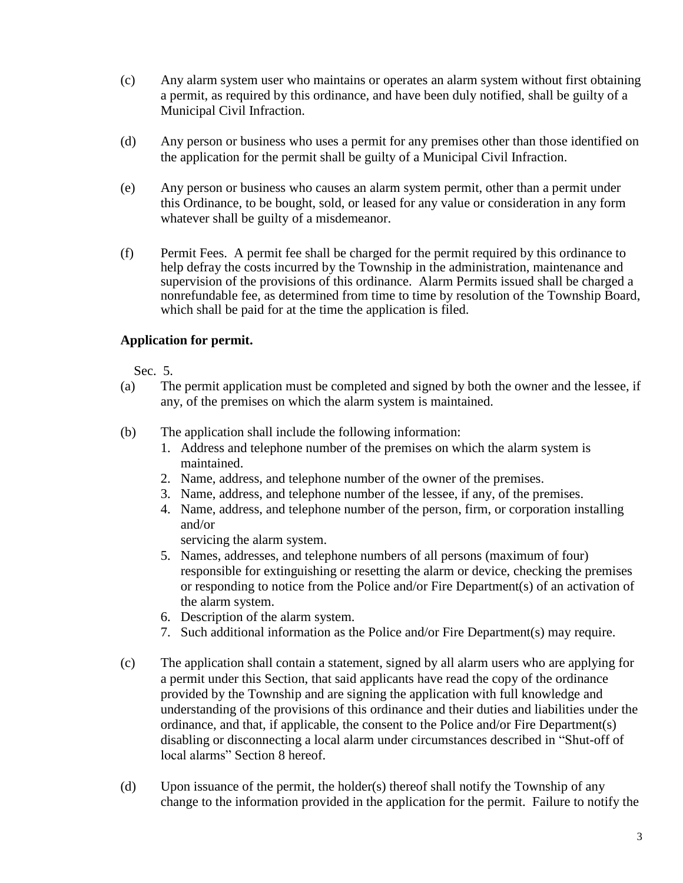(c) Any alarm system user who maintains or operates an alarm system without first obtaining a permit, as required by this ordinance, and have been duly notified, shall be guilty of a Municipal Civil Infraction.

(d) Any person or business who uses a permit for any premises other than those identified on the application for the permit shall be guilty of a Municipal Civil Infraction.

(e) Any person or business who causes an alarm system permit, other than a permit under this Ordinance, to be bought, sold, or leased for any value or consideration in any form whatever shall be guilty of a misdemeanor.

(f) Permit Fees. A permit fee shall be charged for the permit required by this ordinance to help defray the costs incurred by the Township in the administration, maintenance and supervision of the provisions of this ordinance. Alarm Permits issued shall be charged a nonrefundable fee, as determined from time to time by resolution of the Township Board, which shall be paid for at the time the application is filed.

**Application for permit.**

Sec. 5.

(a) The permit application must be completed and signed by both the owner and the lessee, if any, of the premises on which the alarm system is maintained.

(b) The application shall include the following information:
1. Address and telephone number of the premises on which the alarm system is maintained.
2. Name, address, and telephone number of the owner of the premises.
3. Name, address, and telephone number of the lessee, if any, of the premises.
4. Name, address, and telephone number of the person, firm, or corporation installing and/or servicing the alarm system.
5. Names, addresses, and telephone numbers of all persons (maximum of four) responsible for extinguishing or resetting the alarm or device, checking the premises or responding to notice from the Police and/or Fire Department(s) of an activation of the alarm system.
6. Description of the alarm system.
7. Such additional information as the Police and/or Fire Department(s) may require.

(c) The application shall contain a statement, signed by all alarm users who are applying for a permit under this Section, that said applicants have read the copy of the ordinance provided by the Township and are signing the application with full knowledge and understanding of the provisions of this ordinance and their duties and liabilities under the ordinance, and that, if applicable, the consent to the Police and/or Fire Department(s) disabling or disconnecting a local alarm under circumstances described in "Shut-off of local alarms" Section 8 hereof.

(d) Upon issuance of the permit, the holder(s) thereof shall notify the Township of any change to the information provided in the application for the permit. Failure to notify the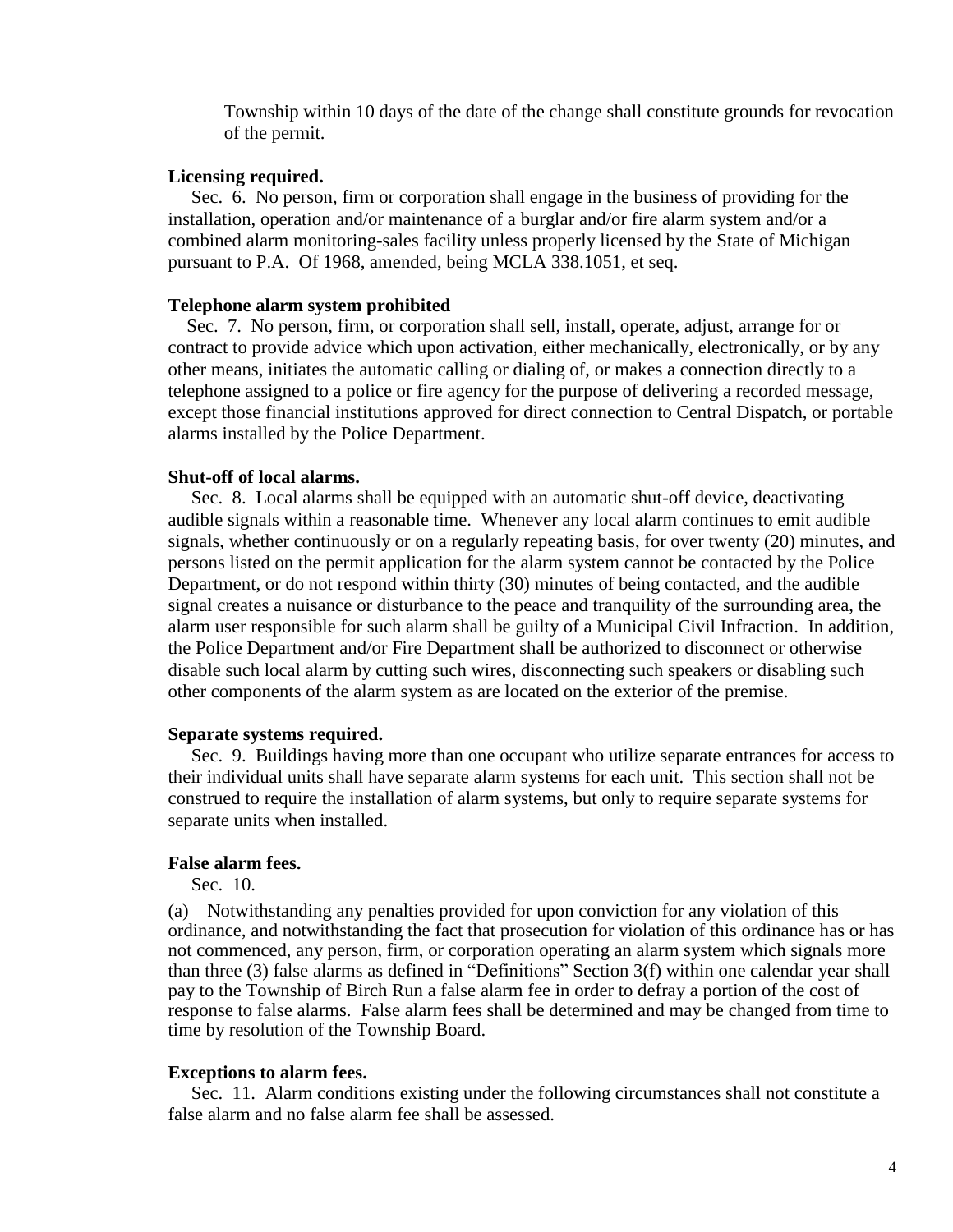Township within 10 days of the date of the change shall constitute grounds for revocation of the permit.

**Licensing required.**

Sec. 6. No person, firm or corporation shall engage in the business of providing for the installation, operation and/or maintenance of a burglar and/or fire alarm system and/or a combined alarm monitoring-sales facility unless properly licensed by the State of Michigan pursuant to P.A. Of 1968, amended, being MCLA 338.1051, et seq.

**Telephone alarm system prohibited**

Sec. 7. No person, firm, or corporation shall sell, install, operate, adjust, arrange for or contract to provide advice which upon activation, either mechanically, electronically, or by any other means, initiates the automatic calling or dialing of, or makes a connection directly to a telephone assigned to a police or fire agency for the purpose of delivering a recorded message, except those financial institutions approved for direct connection to Central Dispatch, or portable alarms installed by the Police Department.

**Shut-off of local alarms.**

Sec. 8. Local alarms shall be equipped with an automatic shut-off device, deactivating audible signals within a reasonable time. Whenever any local alarm continues to emit audible signals, whether continuously or on a regularly repeating basis, for over twenty (20) minutes, and persons listed on the permit application for the alarm system cannot be contacted by the Police Department, or do not respond within thirty (30) minutes of being contacted, and the audible signal creates a nuisance or disturbance to the peace and tranquility of the surrounding area, the alarm user responsible for such alarm shall be guilty of a Municipal Civil Infraction. In addition, the Police Department and/or Fire Department shall be authorized to disconnect or otherwise disable such local alarm by cutting such wires, disconnecting such speakers or disabling such other components of the alarm system as are located on the exterior of the premise.

**Separate systems required.**

Sec. 9. Buildings having more than one occupant who utilize separate entrances for access to their individual units shall have separate alarm systems for each unit. This section shall not be construed to require the installation of alarm systems, but only to require separate systems for separate units when installed.

**False alarm fees.**

Sec. 10.

(a) Notwithstanding any penalties provided for upon conviction for any violation of this ordinance, and notwithstanding the fact that prosecution for violation of this ordinance has or has not commenced, any person, firm, or corporation operating an alarm system which signals more than three (3) false alarms as defined in "Definitions" Section 3(f) within one calendar year shall pay to the Township of Birch Run a false alarm fee in order to defray a portion of the cost of response to false alarms. False alarm fees shall be determined and may be changed from time to time by resolution of the Township Board.

**Exceptions to alarm fees.**

Sec. 11. Alarm conditions existing under the following circumstances shall not constitute a false alarm and no false alarm fee shall be assessed.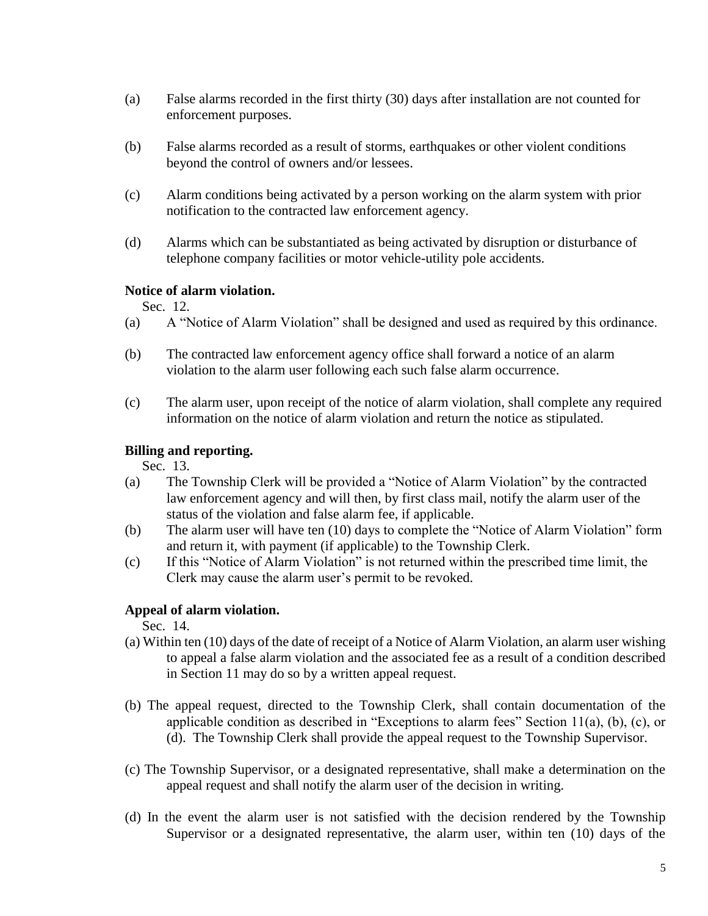(a) False alarms recorded in the first thirty (30) days after installation are not counted for enforcement purposes.

(b) False alarms recorded as a result of storms, earthquakes or other violent conditions beyond the control of owners and/or lessees.

(c) Alarm conditions being activated by a person working on the alarm system with prior notification to the contracted law enforcement agency.

(d) Alarms which can be substantiated as being activated by disruption or disturbance of telephone company facilities or motor vehicle-utility pole accidents.

**Notice of alarm violation.**

Sec. 12.

(a) A "Notice of Alarm Violation" shall be designed and used as required by this ordinance.

(b) The contracted law enforcement agency office shall forward a notice of an alarm violation to the alarm user following each such false alarm occurrence.

(c) The alarm user, upon receipt of the notice of alarm violation, shall complete any required information on the notice of alarm violation and return the notice as stipulated.

**Billing and reporting.**

Sec. 13.

(a) The Township Clerk will be provided a "Notice of Alarm Violation" by the contracted law enforcement agency and will then, by first class mail, notify the alarm user of the status of the violation and false alarm fee, if applicable.

(b) The alarm user will have ten (10) days to complete the "Notice of Alarm Violation" form and return it, with payment (if applicable) to the Township Clerk.

(c) If this "Notice of Alarm Violation" is not returned within the prescribed time limit, the Clerk may cause the alarm user's permit to be revoked.

**Appeal of alarm violation.**

Sec. 14.

(a) Within ten (10) days of the date of receipt of a Notice of Alarm Violation, an alarm user wishing to appeal a false alarm violation and the associated fee as a result of a condition described in Section 11 may do so by a written appeal request.

(b) The appeal request, directed to the Township Clerk, shall contain documentation of the applicable condition as described in "Exceptions to alarm fees" Section 11(a), (b), (c), or (d). The Township Clerk shall provide the appeal request to the Township Supervisor.

(c) The Township Supervisor, or a designated representative, shall make a determination on the appeal request and shall notify the alarm user of the decision in writing.

(d) In the event the alarm user is not satisfied with the decision rendered by the Township Supervisor or a designated representative, the alarm user, within ten (10) days of the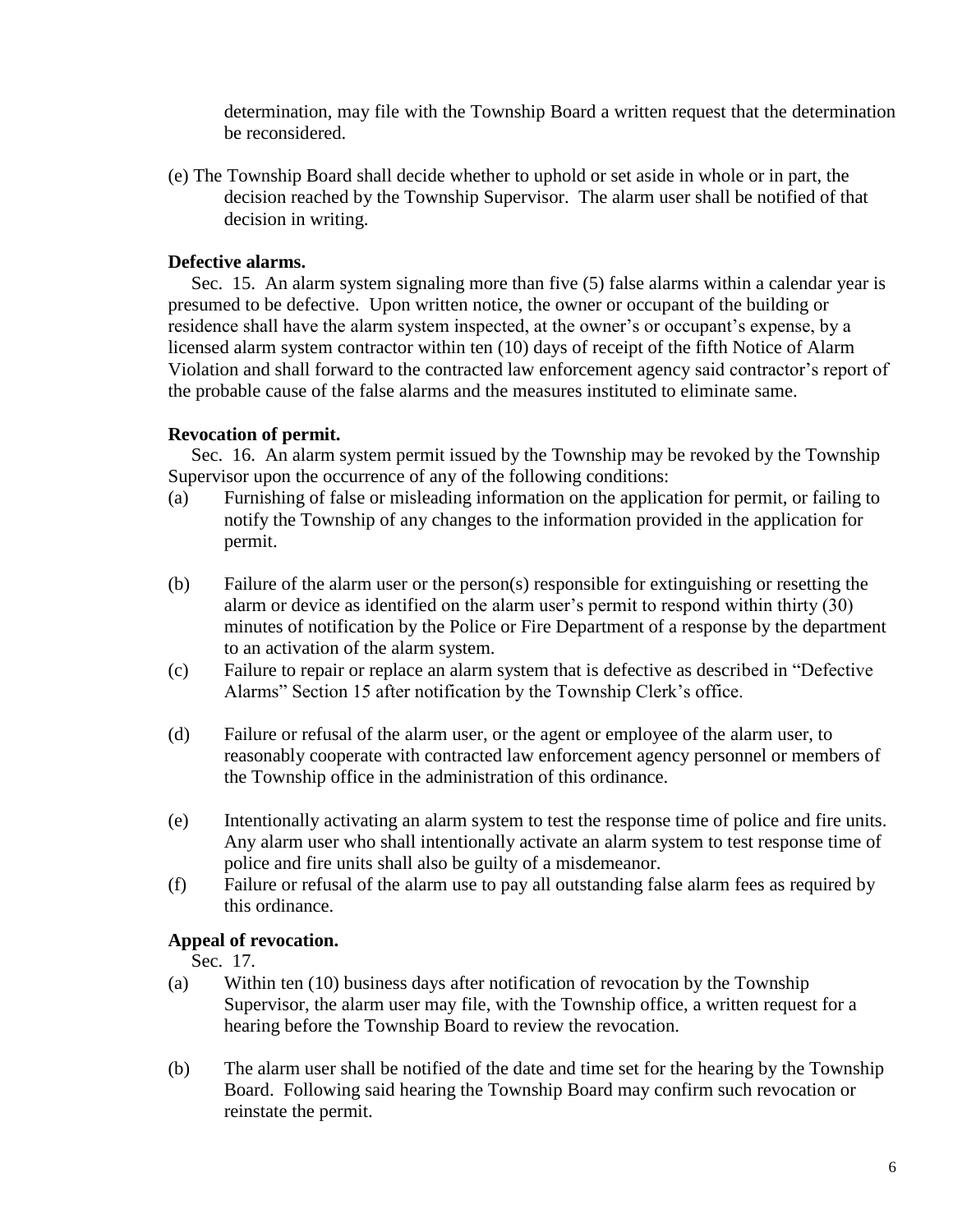determination, may file with the Township Board a written request that the determination be reconsidered.

(e) The Township Board shall decide whether to uphold or set aside in whole or in part, the decision reached by the Township Supervisor. The alarm user shall be notified of that decision in writing.

**Defective alarms.**

Sec. 15. An alarm system signaling more than five (5) false alarms within a calendar year is presumed to be defective. Upon written notice, the owner or occupant of the building or residence shall have the alarm system inspected, at the owner's or occupant's expense, by a licensed alarm system contractor within ten (10) days of receipt of the fifth Notice of Alarm Violation and shall forward to the contracted law enforcement agency said contractor's report of the probable cause of the false alarms and the measures instituted to eliminate same.

**Revocation of permit.**

Sec. 16. An alarm system permit issued by the Township may be revoked by the Township Supervisor upon the occurrence of any of the following conditions:

(a) Furnishing of false or misleading information on the application for permit, or failing to notify the Township of any changes to the information provided in the application for permit.

(b) Failure of the alarm user or the person(s) responsible for extinguishing or resetting the alarm or device as identified on the alarm user's permit to respond within thirty (30) minutes of notification by the Police or Fire Department of a response by the department to an activation of the alarm system.

(c) Failure to repair or replace an alarm system that is defective as described in "Defective Alarms" Section 15 after notification by the Township Clerk's office.

(d) Failure or refusal of the alarm user, or the agent or employee of the alarm user, to reasonably cooperate with contracted law enforcement agency personnel or members of the Township office in the administration of this ordinance.

(e) Intentionally activating an alarm system to test the response time of police and fire units. Any alarm user who shall intentionally activate an alarm system to test response time of police and fire units shall also be guilty of a misdemeanor.

(f) Failure or refusal of the alarm use to pay all outstanding false alarm fees as required by this ordinance.

**Appeal of revocation.**

Sec. 17.

(a) Within ten (10) business days after notification of revocation by the Township Supervisor, the alarm user may file, with the Township office, a written request for a hearing before the Township Board to review the revocation.

(b) The alarm user shall be notified of the date and time set for the hearing by the Township Board. Following said hearing the Township Board may confirm such revocation or reinstate the permit.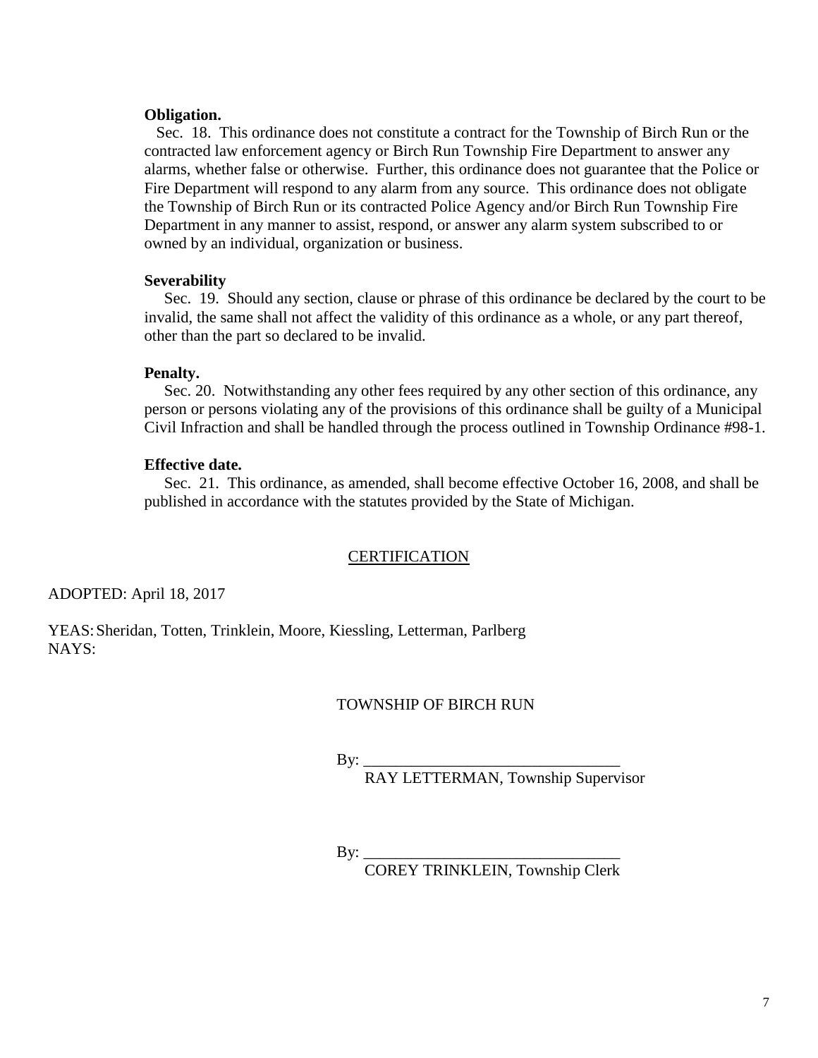**Obligation.**

Sec. 18. This ordinance does not constitute a contract for the Township of Birch Run or the contracted law enforcement agency or Birch Run Township Fire Department to answer any alarms, whether false or otherwise. Further, this ordinance does not guarantee that the Police or Fire Department will respond to any alarm from any source. This ordinance does not obligate the Township of Birch Run or its contracted Police Agency and/or Birch Run Township Fire Department in any manner to assist, respond, or answer any alarm system subscribed to or owned by an individual, organization or business.

**Severability**

Sec. 19. Should any section, clause or phrase of this ordinance be declared by the court to be invalid, the same shall not affect the validity of this ordinance as a whole, or any part thereof, other than the part so declared to be invalid.

**Penalty.**

Sec. 20. Notwithstanding any other fees required by any other section of this ordinance, any person or persons violating any of the provisions of this ordinance shall be guilty of a Municipal Civil Infraction and shall be handled through the process outlined in Township Ordinance #98-1.

**Effective date.**

Sec. 21. This ordinance, as amended, shall become effective October 16, 2008, and shall be published in accordance with the statutes provided by the State of Michigan.

CERTIFICATION

ADOPTED: April 18, 2017

YEAS: Sheridan, Totten, Trinklein, Moore, Kiessling, Letterman, Parlberg
NAYS:

TOWNSHIP OF BIRCH RUN

By: ________________________________
RAY LETTERMAN, Township Supervisor

By: ________________________________
COREY TRINKLEIN, Township Clerk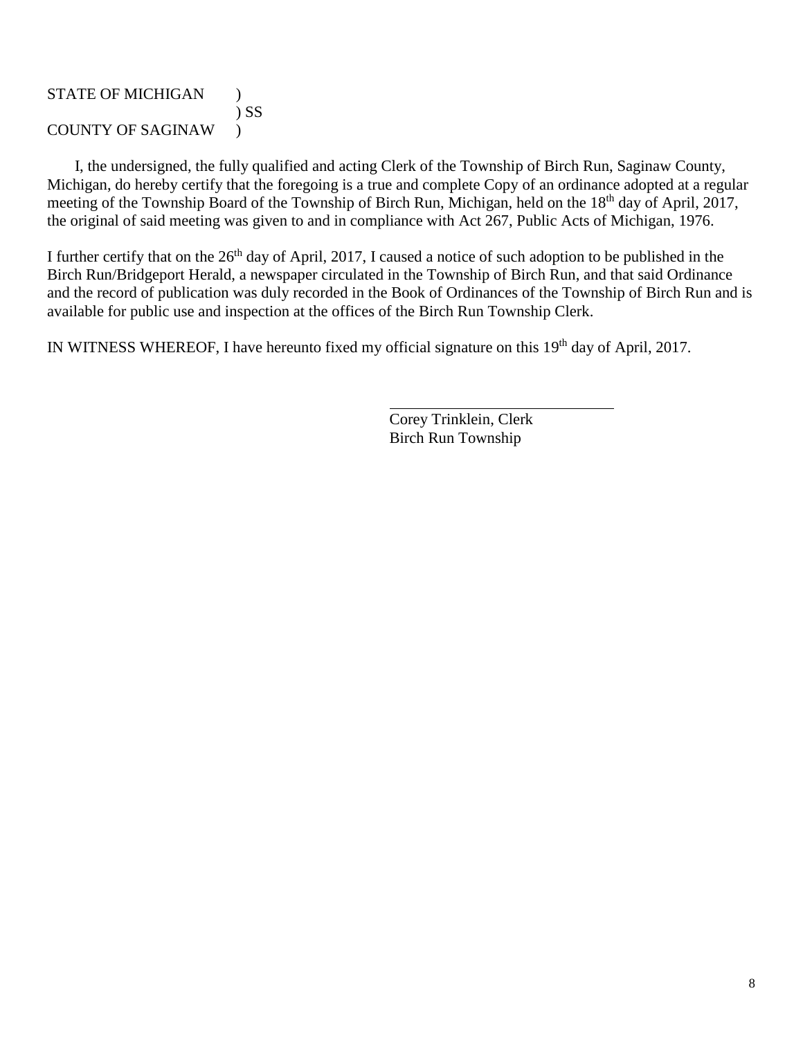STATE OF MICHIGAN )
) SS
COUNTY OF SAGINAW )

I, the undersigned, the fully qualified and acting Clerk of the Township of Birch Run, Saginaw County, Michigan, do hereby certify that the foregoing is a true and complete Copy of an ordinance adopted at a regular meeting of the Township Board of the Township of Birch Run, Michigan, held on the 18th day of April, 2017, the original of said meeting was given to and in compliance with Act 267, Public Acts of Michigan, 1976.

I further certify that on the 26th day of April, 2017, I caused a notice of such adoption to be published in the Birch Run/Bridgeport Herald, a newspaper circulated in the Township of Birch Run, and that said Ordinance and the record of publication was duly recorded in the Book of Ordinances of the Township of Birch Run and is available for public use and inspection at the offices of the Birch Run Township Clerk.

IN WITNESS WHEREOF, I have hereunto fixed my official signature on this 19th day of April, 2017.

\_\_\_\_\_\_\_\_\_\_\_\_\_\_\_\_\_\_\_\_\_\_\_\_\_\_\_\_\_\_
Corey Trinklein, Clerk
Birch Run Township